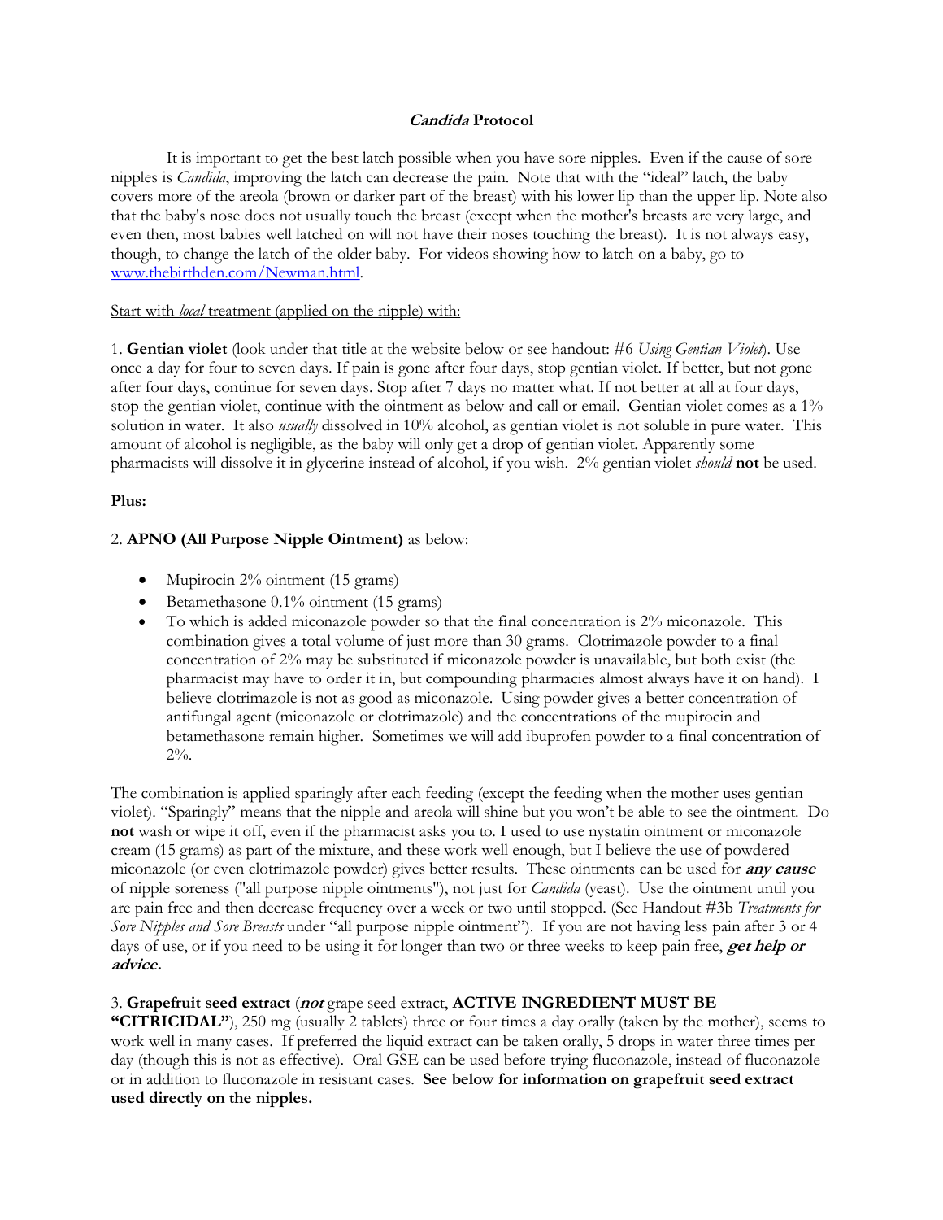# ***Candida*** **Protocol**

It is important to get the best latch possible when you have sore nipples. Even if the cause of sore nipples is *Candida*, improving the latch can decrease the pain. Note that with the "ideal" latch, the baby covers more of the areola (brown or darker part of the breast) with his lower lip than the upper lip. Note also that the baby's nose does not usually touch the breast (except when the mother's breasts are very large, and even then, most babies well latched on will not have their noses touching the breast). It is not always easy, though, to change the latch of the older baby. For videos showing how to latch on a baby, go to [www.thebirthden.com/Newman.html](www.thebirthden.com/Newman.html).

<u>Start with *local* treatment (applied on the nipple) with:</u>

1. **Gentian violet** (look under that title at the website below or see handout: #6 *Using Gentian Violet*). Use once a day for four to seven days. If pain is gone after four days, stop gentian violet. If better, but not gone after four days, continue for seven days. Stop after 7 days no matter what. If not better at all at four days, stop the gentian violet, continue with the ointment as below and call or email. Gentian violet comes as a 1% solution in water. It also *usually* dissolved in 10% alcohol, as gentian violet is not soluble in pure water. This amount of alcohol is negligible, as the baby will only get a drop of gentian violet. Apparently some pharmacists will dissolve it in glycerine instead of alcohol, if you wish. 2% gentian violet *should* **not** be used.

**Plus:**

2. **APNO (All Purpose Nipple Ointment)** as below:

- Mupirocin 2% ointment (15 grams)
- Betamethasone 0.1% ointment (15 grams)
- To which is added miconazole powder so that the final concentration is 2% miconazole. This combination gives a total volume of just more than 30 grams. Clotrimazole powder to a final concentration of 2% may be substituted if miconazole powder is unavailable, but both exist (the pharmacist may have to order it in, but compounding pharmacies almost always have it on hand). I believe clotrimazole is not as good as miconazole. Using powder gives a better concentration of antifungal agent (miconazole or clotrimazole) and the concentrations of the mupirocin and betamethasone remain higher. Sometimes we will add ibuprofen powder to a final concentration of 2%.

The combination is applied sparingly after each feeding (except the feeding when the mother uses gentian violet). "Sparingly" means that the nipple and areola will shine but you won't be able to see the ointment. Do **not** wash or wipe it off, even if the pharmacist asks you to. I used to use nystatin ointment or miconazole cream (15 grams) as part of the mixture, and these work well enough, but I believe the use of powdered miconazole (or even clotrimazole powder) gives better results. These ointments can be used for ***any cause*** of nipple soreness ("all purpose nipple ointments"), not just for *Candida* (yeast). Use the ointment until you are pain free and then decrease frequency over a week or two until stopped. (See Handout #3b *Treatments for Sore Nipples and Sore Breasts* under "all purpose nipple ointment"). If you are not having less pain after 3 or 4 days of use, or if you need to be using it for longer than two or three weeks to keep pain free, ***get help or advice.***

3. **Grapefruit seed extract** (***not*** grape seed extract, **ACTIVE INGREDIENT MUST BE "CITRICIDAL"**), 250 mg (usually 2 tablets) three or four times a day orally (taken by the mother), seems to work well in many cases. If preferred the liquid extract can be taken orally, 5 drops in water three times per day (though this is not as effective). Oral GSE can be used before trying fluconazole, instead of fluconazole or in addition to fluconazole in resistant cases. **See below for information on grapefruit seed extract used directly on the nipples.**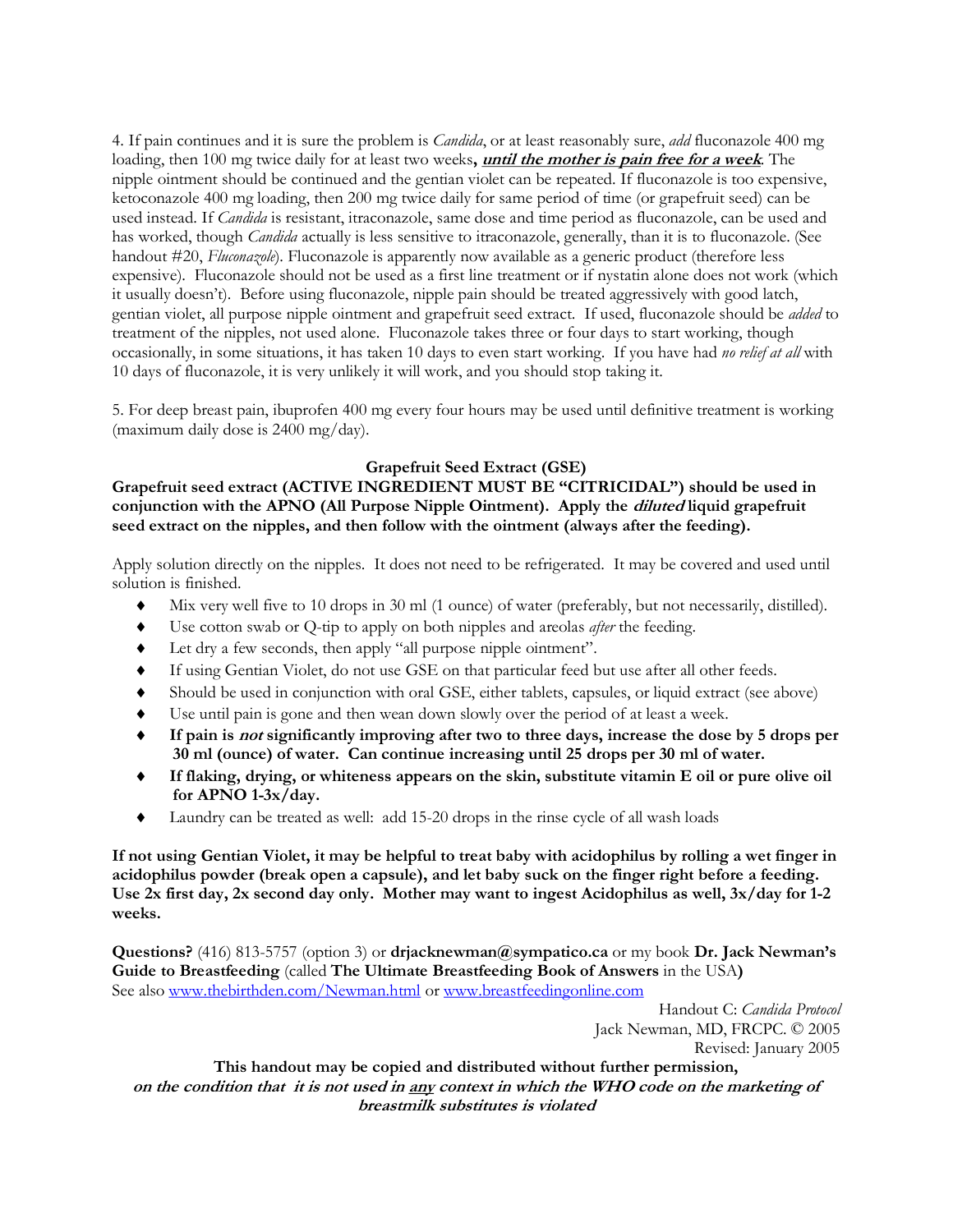4. If pain continues and it is sure the problem is *Candida*, or at least reasonably sure, *add* fluconazole 400 mg loading, then 100 mg twice daily for at least two weeks**, *until the mother is pain free for a week***. The nipple ointment should be continued and the gentian violet can be repeated. If fluconazole is too expensive, ketoconazole 400 mg loading, then 200 mg twice daily for same period of time (or grapefruit seed) can be used instead. If *Candida* is resistant, itraconazole, same dose and time period as fluconazole, can be used and has worked, though *Candida* actually is less sensitive to itraconazole, generally, than it is to fluconazole. (See handout #20, *Fluconazole*). Fluconazole is apparently now available as a generic product (therefore less expensive). Fluconazole should not be used as a first line treatment or if nystatin alone does not work (which it usually doesn't). Before using fluconazole, nipple pain should be treated aggressively with good latch, gentian violet, all purpose nipple ointment and grapefruit seed extract. If used, fluconazole should be *added* to treatment of the nipples, not used alone. Fluconazole takes three or four days to start working, though occasionally, in some situations, it has taken 10 days to even start working. If you have had *no relief at all* with 10 days of fluconazole, it is very unlikely it will work, and you should stop taking it.

5. For deep breast pain, ibuprofen 400 mg every four hours may be used until definitive treatment is working (maximum daily dose is 2400 mg/day).

### Grapefruit Seed Extract (GSE)

**Grapefruit seed extract (ACTIVE INGREDIENT MUST BE "CITRICIDAL") should be used in conjunction with the APNO (All Purpose Nipple Ointment). Apply the *diluted* liquid grapefruit seed extract on the nipples, and then follow with the ointment (always after the feeding).**

Apply solution directly on the nipples. It does not need to be refrigerated. It may be covered and used until solution is finished.

- Mix very well five to 10 drops in 30 ml (1 ounce) of water (preferably, but not necessarily, distilled).
- Use cotton swab or Q-tip to apply on both nipples and areolas *after* the feeding.
- Let dry a few seconds, then apply "all purpose nipple ointment".
- If using Gentian Violet, do not use GSE on that particular feed but use after all other feeds.
- Should be used in conjunction with oral GSE, either tablets, capsules, or liquid extract (see above)
- Use until pain is gone and then wean down slowly over the period of at least a week.
- **If pain is *not* significantly improving after two to three days, increase the dose by 5 drops per 30 ml (ounce) of water. Can continue increasing until 25 drops per 30 ml of water.**
- **If flaking, drying, or whiteness appears on the skin, substitute vitamin E oil or pure olive oil for APNO 1-3x/day.**
- Laundry can be treated as well: add 15-20 drops in the rinse cycle of all wash loads

**If not using Gentian Violet, it may be helpful to treat baby with acidophilus by rolling a wet finger in acidophilus powder (break open a capsule), and let baby suck on the finger right before a feeding. Use 2x first day, 2x second day only. Mother may want to ingest Acidophilus as well, 3x/day for 1-2 weeks.**

**Questions?** (416) 813-5757 (option 3) or **drjacknewman@sympatico.ca** or my book **Dr. Jack Newman's Guide to Breastfeeding** (called **The Ultimate Breastfeeding Book of Answers** in the USA**)**
See also www.thebirthden.com/Newman.html or www.breastfeedingonline.com

Handout C: *Candida Protocol*
Jack Newman, MD, FRCPC. © 2005
Revised: January 2005

**This handout may be copied and distributed without further permission,**
***on the condition that it is not used in any context in which the WHO code on the marketing of breastmilk substitutes is violated***